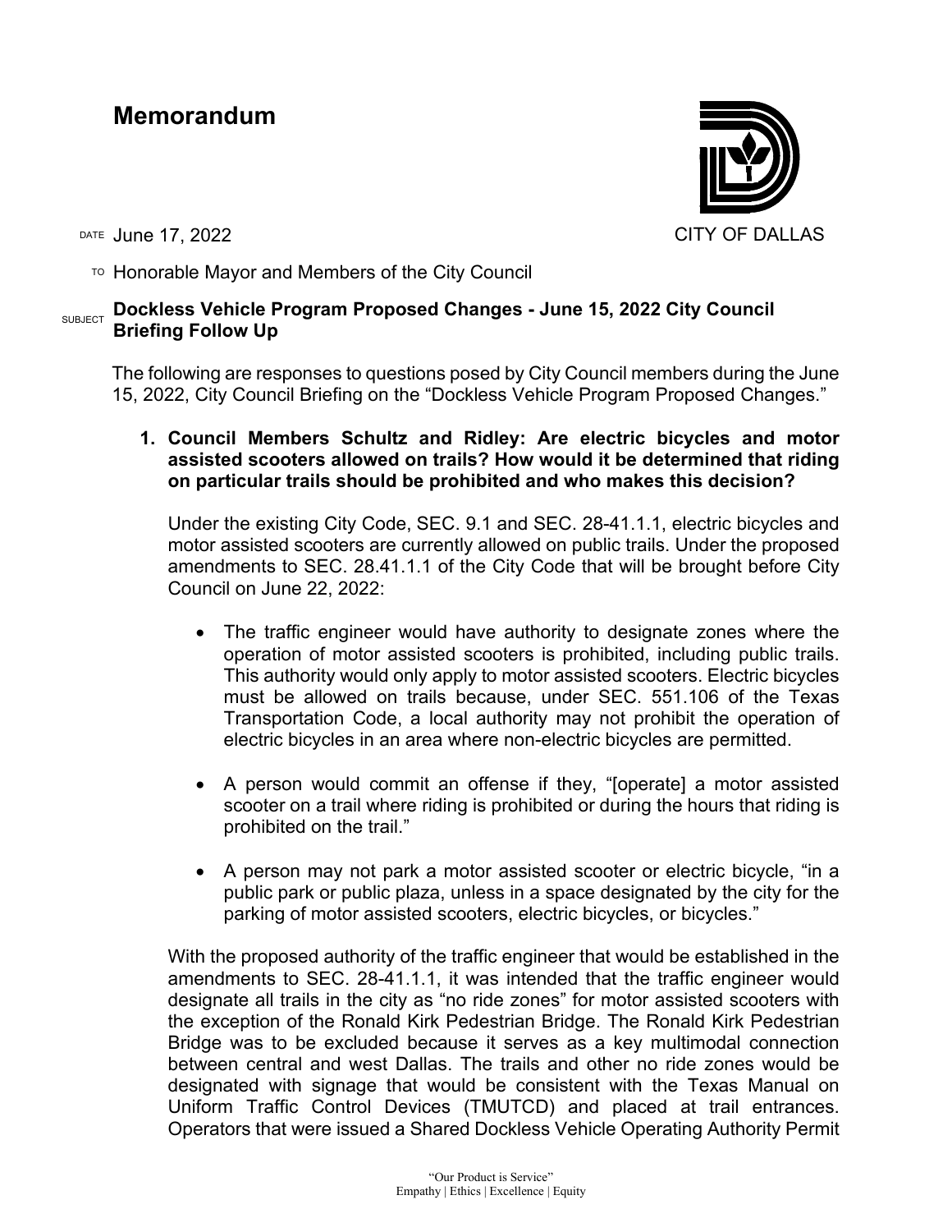# Memorandum

CITY OF DALLAS

DATE June 17, 2022

TO Honorable Mayor and Members of the City Council

SUBJECT **Dockless Vehicle Program Proposed Changes - June 15, 2022 City Council Briefing Follow Up**

The following are responses to questions posed by City Council members during the June 15, 2022, City Council Briefing on the "Dockless Vehicle Program Proposed Changes."

1. **Council Members Schultz and Ridley: Are electric bicycles and motor assisted scooters allowed on trails? How would it be determined that riding on particular trails should be prohibited and who makes this decision?**

   Under the existing City Code, SEC. 9.1 and SEC. 28-41.1.1, electric bicycles and motor assisted scooters are currently allowed on public trails. Under the proposed amendments to SEC. 28.41.1.1 of the City Code that will be brought before City Council on June 22, 2022:

   - The traffic engineer would have authority to designate zones where the operation of motor assisted scooters is prohibited, including public trails. This authority would only apply to motor assisted scooters. Electric bicycles must be allowed on trails because, under SEC. 551.106 of the Texas Transportation Code, a local authority may not prohibit the operation of electric bicycles in an area where non-electric bicycles are permitted.
   - A person would commit an offense if they, "[operate] a motor assisted scooter on a trail where riding is prohibited or during the hours that riding is prohibited on the trail."
   - A person may not park a motor assisted scooter or electric bicycle, "in a public park or public plaza, unless in a space designated by the city for the parking of motor assisted scooters, electric bicycles, or bicycles."

   With the proposed authority of the traffic engineer that would be established in the amendments to SEC. 28-41.1.1, it was intended that the traffic engineer would designate all trails in the city as "no ride zones" for motor assisted scooters with the exception of the Ronald Kirk Pedestrian Bridge. The Ronald Kirk Pedestrian Bridge was to be excluded because it serves as a key multimodal connection between central and west Dallas. The trails and other no ride zones would be designated with signage that would be consistent with the Texas Manual on Uniform Traffic Control Devices (TMUTCD) and placed at trail entrances. Operators that were issued a Shared Dockless Vehicle Operating Authority Permit

"Our Product is Service"
Empathy | Ethics | Excellence | Equity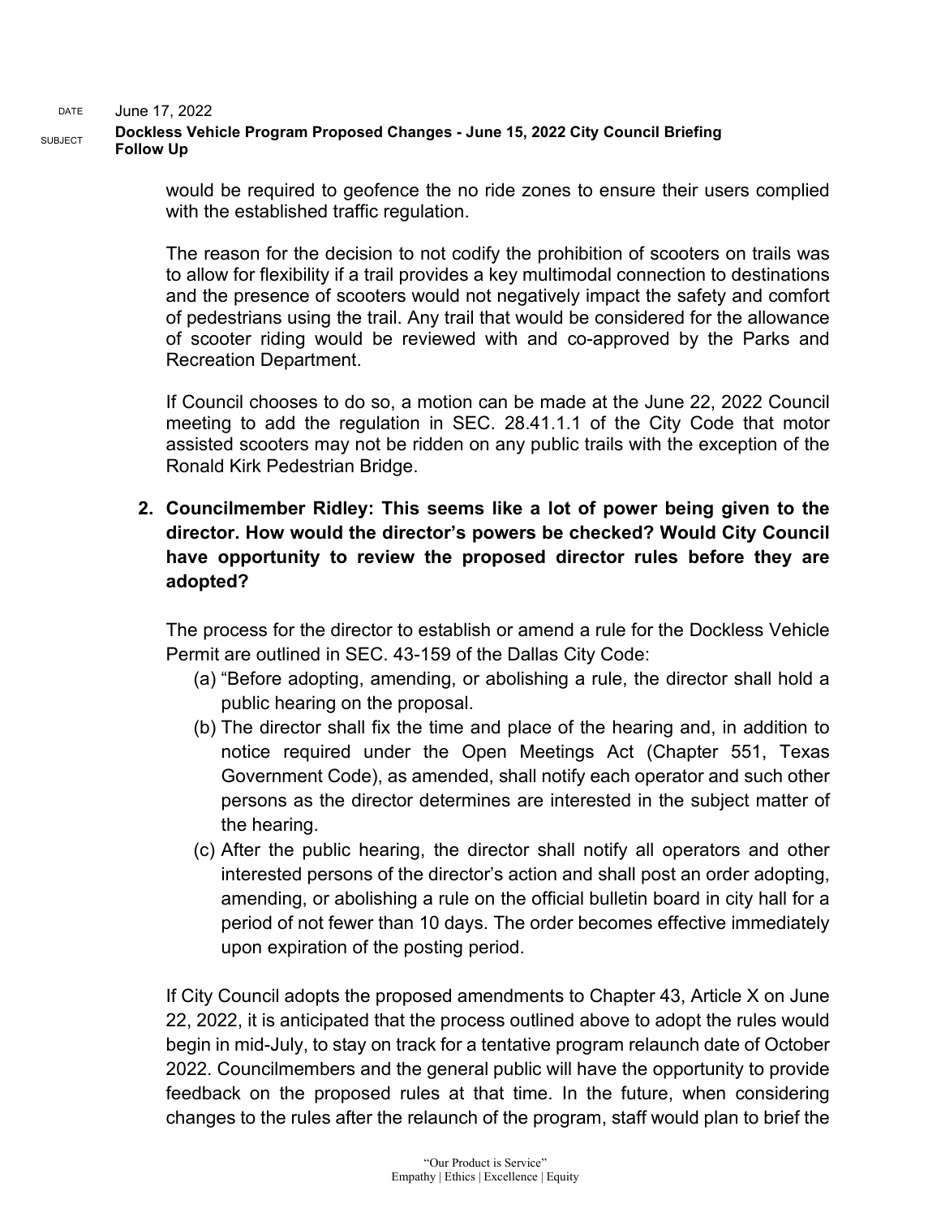would be required to geofence the no ride zones to ensure their users complied with the established traffic regulation.

The reason for the decision to not codify the prohibition of scooters on trails was to allow for flexibility if a trail provides a key multimodal connection to destinations and the presence of scooters would not negatively impact the safety and comfort of pedestrians using the trail. Any trail that would be considered for the allowance of scooter riding would be reviewed with and co-approved by the Parks and Recreation Department.

If Council chooses to do so, a motion can be made at the June 22, 2022 Council meeting to add the regulation in SEC. 28.41.1.1 of the City Code that motor assisted scooters may not be ridden on any public trails with the exception of the Ronald Kirk Pedestrian Bridge.

2. **Councilmember Ridley: This seems like a lot of power being given to the director. How would the director's powers be checked? Would City Council have opportunity to review the proposed director rules before they are adopted?**

   The process for the director to establish or amend a rule for the Dockless Vehicle Permit are outlined in SEC. 43-159 of the Dallas City Code:

   (a) "Before adopting, amending, or abolishing a rule, the director shall hold a public hearing on the proposal.

   (b) The director shall fix the time and place of the hearing and, in addition to notice required under the Open Meetings Act (Chapter 551, Texas Government Code), as amended, shall notify each operator and such other persons as the director determines are interested in the subject matter of the hearing.

   (c) After the public hearing, the director shall notify all operators and other interested persons of the director's action and shall post an order adopting, amending, or abolishing a rule on the official bulletin board in city hall for a period of not fewer than 10 days. The order becomes effective immediately upon expiration of the posting period.

   If City Council adopts the proposed amendments to Chapter 43, Article X on June 22, 2022, it is anticipated that the process outlined above to adopt the rules would begin in mid-July, to stay on track for a tentative program relaunch date of October 2022. Councilmembers and the general public will have the opportunity to provide feedback on the proposed rules at that time. In the future, when considering changes to the rules after the relaunch of the program, staff would plan to brief the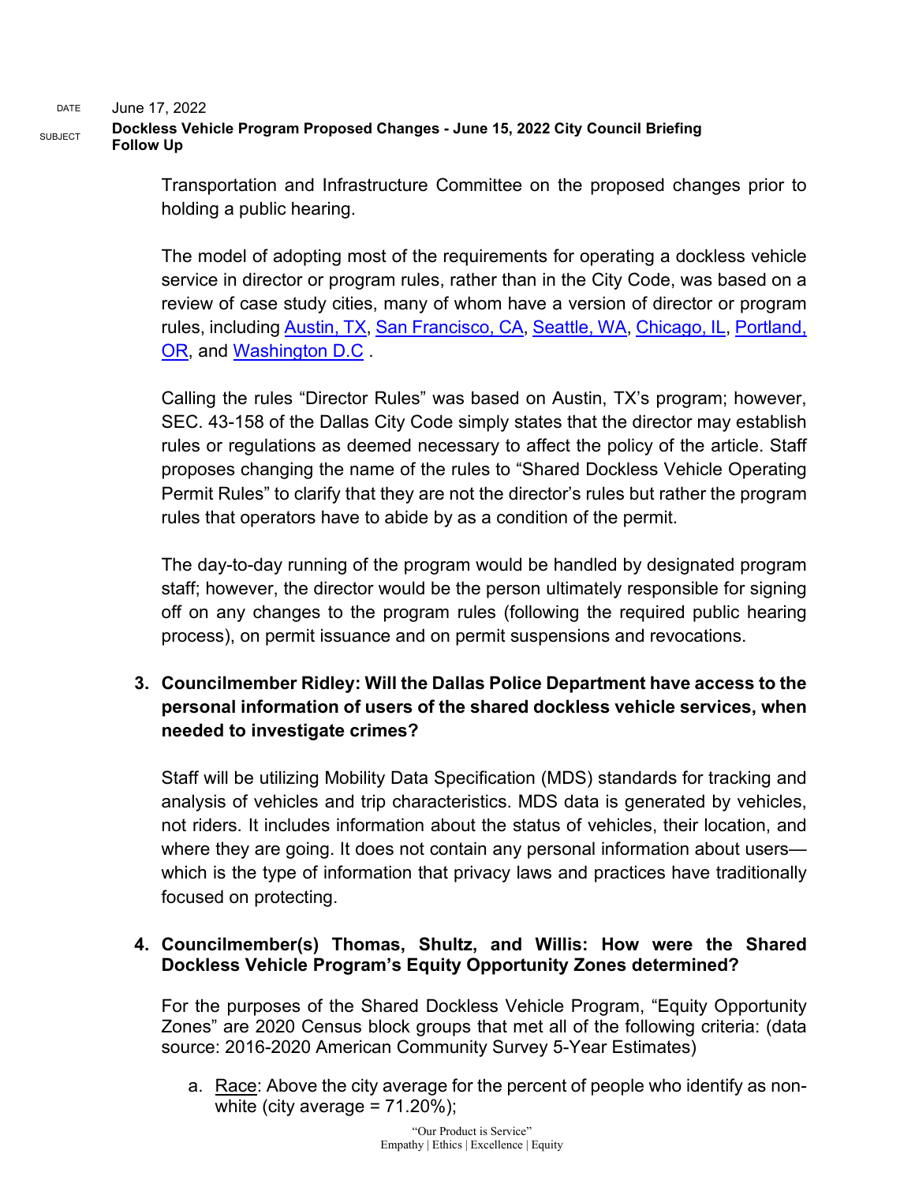Transportation and Infrastructure Committee on the proposed changes prior to holding a public hearing.

The model of adopting most of the requirements for operating a dockless vehicle service in director or program rules, rather than in the City Code, was based on a review of case study cities, many of whom have a version of director or program rules, including Austin, TX, San Francisco, CA, Seattle, WA, Chicago, IL, Portland, OR, and Washington D.C .

Calling the rules "Director Rules" was based on Austin, TX's program; however, SEC. 43-158 of the Dallas City Code simply states that the director may establish rules or regulations as deemed necessary to affect the policy of the article. Staff proposes changing the name of the rules to "Shared Dockless Vehicle Operating Permit Rules" to clarify that they are not the director's rules but rather the program rules that operators have to abide by as a condition of the permit.

The day-to-day running of the program would be handled by designated program staff; however, the director would be the person ultimately responsible for signing off on any changes to the program rules (following the required public hearing process), on permit issuance and on permit suspensions and revocations.

3. **Councilmember Ridley: Will the Dallas Police Department have access to the personal information of users of the shared dockless vehicle services, when needed to investigate crimes?**

   Staff will be utilizing Mobility Data Specification (MDS) standards for tracking and analysis of vehicles and trip characteristics. MDS data is generated by vehicles, not riders. It includes information about the status of vehicles, their location, and where they are going. It does not contain any personal information about users—which is the type of information that privacy laws and practices have traditionally focused on protecting.

4. **Councilmember(s) Thomas, Shultz, and Willis: How were the Shared Dockless Vehicle Program's Equity Opportunity Zones determined?**

   For the purposes of the Shared Dockless Vehicle Program, "Equity Opportunity Zones" are 2020 Census block groups that met all of the following criteria: (data source: 2016-2020 American Community Survey 5-Year Estimates)

   a. Race: Above the city average for the percent of people who identify as non-white (city average = 71.20%);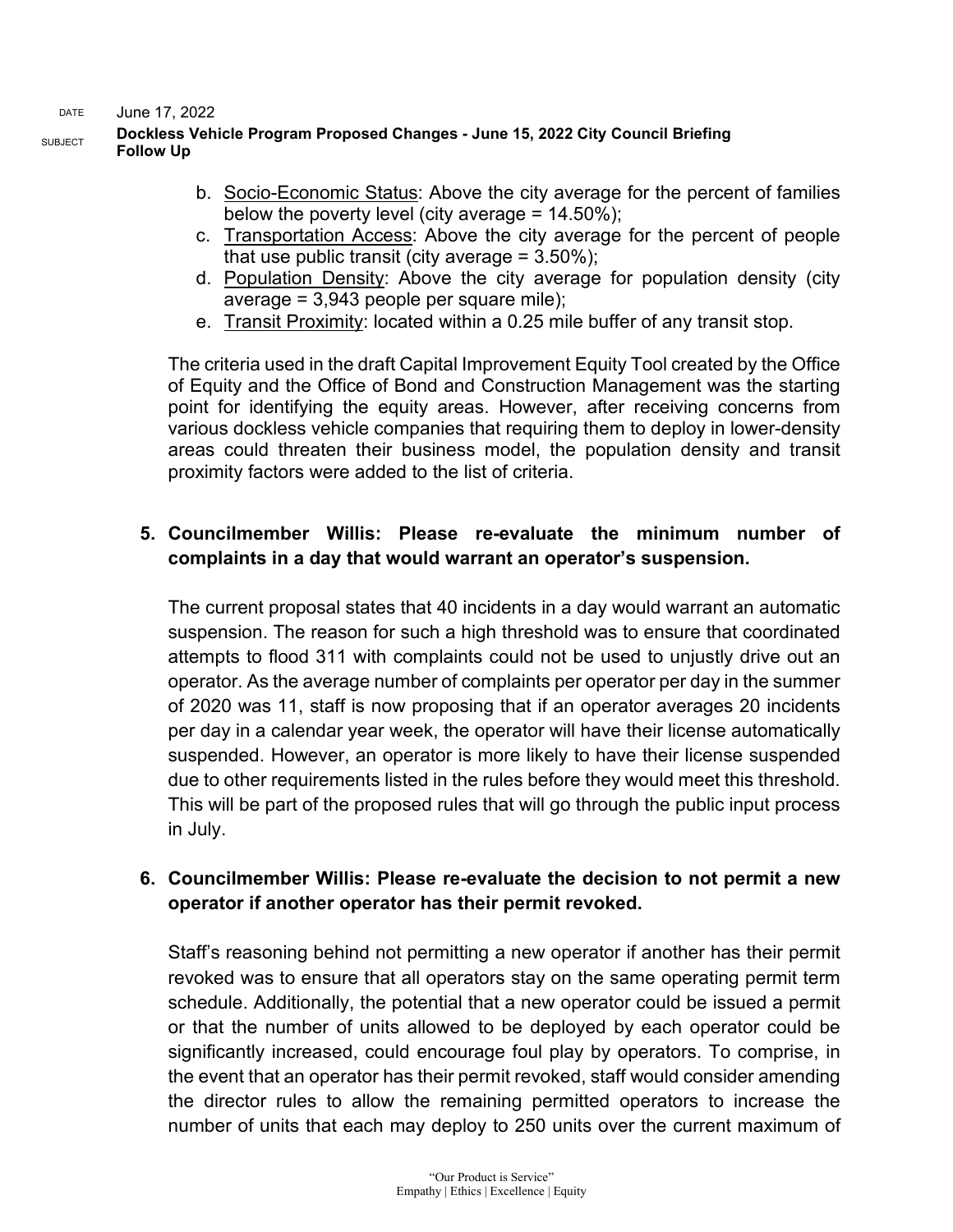b. Socio-Economic Status: Above the city average for the percent of families below the poverty level (city average = 14.50%);
c. Transportation Access: Above the city average for the percent of people that use public transit (city average = 3.50%);
d. Population Density: Above the city average for population density (city average = 3,943 people per square mile);
e. Transit Proximity: located within a 0.25 mile buffer of any transit stop.

The criteria used in the draft Capital Improvement Equity Tool created by the Office of Equity and the Office of Bond and Construction Management was the starting point for identifying the equity areas. However, after receiving concerns from various dockless vehicle companies that requiring them to deploy in lower-density areas could threaten their business model, the population density and transit proximity factors were added to the list of criteria.

**5. Councilmember Willis: Please re-evaluate the minimum number of complaints in a day that would warrant an operator's suspension.**

The current proposal states that 40 incidents in a day would warrant an automatic suspension. The reason for such a high threshold was to ensure that coordinated attempts to flood 311 with complaints could not be used to unjustly drive out an operator. As the average number of complaints per operator per day in the summer of 2020 was 11, staff is now proposing that if an operator averages 20 incidents per day in a calendar year week, the operator will have their license automatically suspended. However, an operator is more likely to have their license suspended due to other requirements listed in the rules before they would meet this threshold. This will be part of the proposed rules that will go through the public input process in July.

**6. Councilmember Willis: Please re-evaluate the decision to not permit a new operator if another operator has their permit revoked.**

Staff's reasoning behind not permitting a new operator if another has their permit revoked was to ensure that all operators stay on the same operating permit term schedule. Additionally, the potential that a new operator could be issued a permit or that the number of units allowed to be deployed by each operator could be significantly increased, could encourage foul play by operators. To comprise, in the event that an operator has their permit revoked, staff would consider amending the director rules to allow the remaining permitted operators to increase the number of units that each may deploy to 250 units over the current maximum of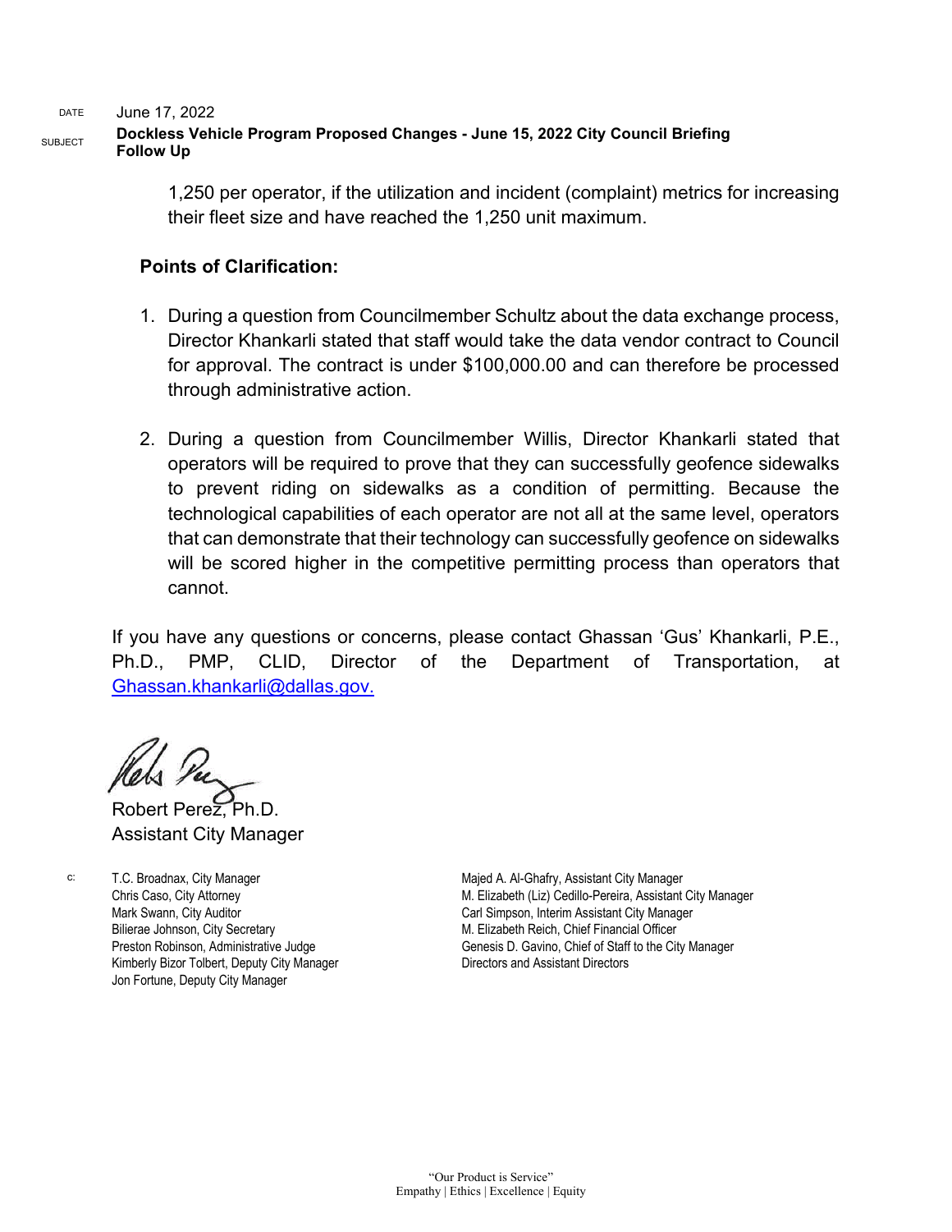DATE June 17, 2022

SUBJECT **Dockless Vehicle Program Proposed Changes - June 15, 2022 City Council Briefing Follow Up**

1,250 per operator, if the utilization and incident (complaint) metrics for increasing their fleet size and have reached the 1,250 unit maximum.

**Points of Clarification:**

1. During a question from Councilmember Schultz about the data exchange process, Director Khankarli stated that staff would take the data vendor contract to Council for approval. The contract is under $100,000.00 and can therefore be processed through administrative action.
2. During a question from Councilmember Willis, Director Khankarli stated that operators will be required to prove that they can successfully geofence sidewalks to prevent riding on sidewalks as a condition of permitting. Because the technological capabilities of each operator are not all at the same level, operators that can demonstrate that their technology can successfully geofence on sidewalks will be scored higher in the competitive permitting process than operators that cannot.

If you have any questions or concerns, please contact Ghassan 'Gus' Khankarli, P.E., Ph.D., PMP, CLID, Director of the Department of Transportation, at Ghassan.khankarli@dallas.gov.

Robert Perez, Ph.D.
Assistant City Manager

c:
T.C. Broadnax, City Manager
Chris Caso, City Attorney
Mark Swann, City Auditor
Bilierae Johnson, City Secretary
Preston Robinson, Administrative Judge
Kimberly Bizor Tolbert, Deputy City Manager
Jon Fortune, Deputy City Manager
Majed A. Al-Ghafry, Assistant City Manager
M. Elizabeth (Liz) Cedillo-Pereira, Assistant City Manager
Carl Simpson, Interim Assistant City Manager
M. Elizabeth Reich, Chief Financial Officer
Genesis D. Gavino, Chief of Staff to the City Manager
Directors and Assistant Directors